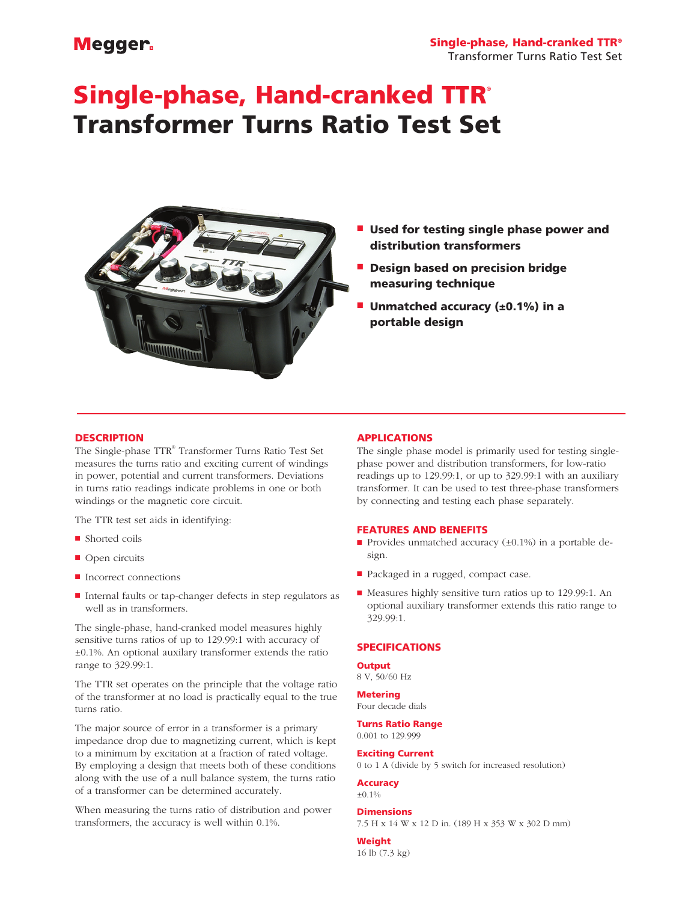# Single-phase, Hand-cranked TTR®
# Transformer Turns Ratio Test Set

- **Used for testing single phase power and distribution transformers**
- **Design based on precision bridge measuring technique**
- **Unmatched accuracy (±0.1%) in a portable design**

## DESCRIPTION

The Single-phase TTR® Transformer Turns Ratio Test Set measures the turns ratio and exciting current of windings in power, potential and current transformers. Deviations in turns ratio readings indicate problems in one or both windings or the magnetic core circuit.

The TTR test set aids in identifying:

- Shorted coils
- Open circuits
- Incorrect connections
- Internal faults or tap-changer defects in step regulators as well as in transformers.

The single-phase, hand-cranked model measures highly sensitive turns ratios of up to 129.99:1 with accuracy of ±0.1%. An optional auxilary transformer extends the ratio range to 329.99:1.

The TTR set operates on the principle that the voltage ratio of the transformer at no load is practically equal to the true turns ratio.

The major source of error in a transformer is a primary impedance drop due to magnetizing current, which is kept to a minimum by excitation at a fraction of rated voltage. By employing a design that meets both of these conditions along with the use of a null balance system, the turns ratio of a transformer can be determined accurately.

When measuring the turns ratio of distribution and power transformers, the accuracy is well within 0.1%.

## APPLICATIONS

The single phase model is primarily used for testing single-phase power and distribution transformers, for low-ratio readings up to 129.99:1, or up to 329.99:1 with an auxiliary transformer. It can be used to test three-phase transformers by connecting and testing each phase separately.

## FEATURES AND BENEFITS

- Provides unmatched accuracy (±0.1%) in a portable design.
- Packaged in a rugged, compact case.
- Measures highly sensitive turn ratios up to 129.99:1. An optional auxiliary transformer extends this ratio range to 329.99:1.

## SPECIFICATIONS

**Output**
8 V, 50/60 Hz

**Metering**
Four decade dials

**Turns Ratio Range**
0.001 to 129.999

**Exciting Current**
0 to 1 A (divide by 5 switch for increased resolution)

**Accuracy**
±0.1%

**Dimensions**
7.5 H x 14 W x 12 D in. (189 H x 353 W x 302 D mm)

**Weight**
16 lb (7.3 kg)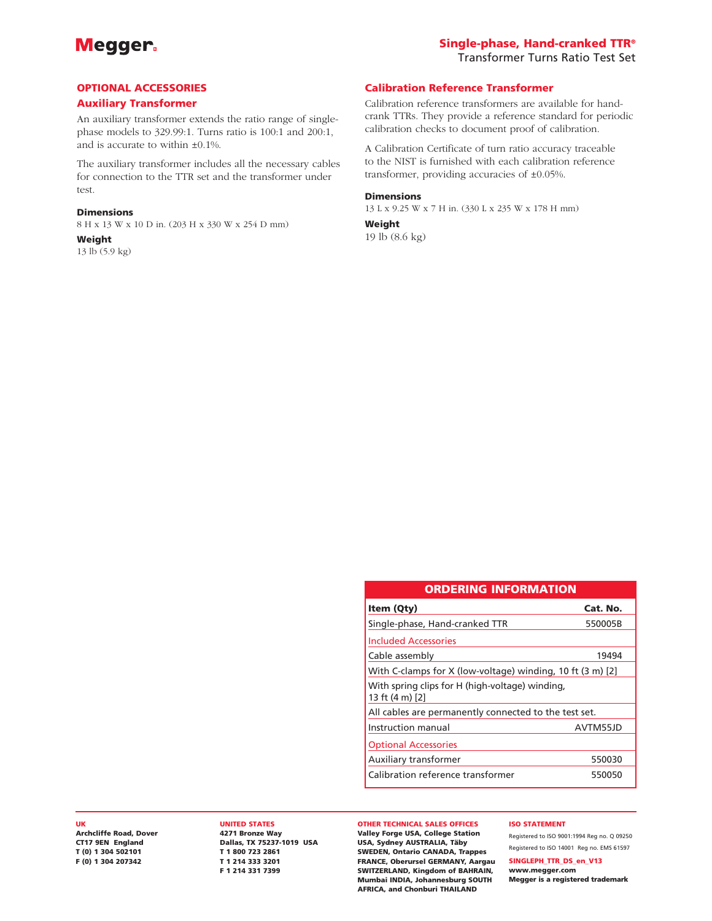## OPTIONAL ACCESSORIES

### Auxiliary Transformer

An auxiliary transformer extends the ratio range of single-phase models to 329.99:1. Turns ratio is 100:1 and 200:1, and is accurate to within ±0.1%.

The auxiliary transformer includes all the necessary cables for connection to the TTR set and the transformer under test.

**Dimensions**

8 H x 13 W x 10 D in. (203 H x 330 W x 254 D mm)

**Weight**

13 lb (5.9 kg)

### Calibration Reference Transformer

Calibration reference transformers are available for hand-crank TTRs. They provide a reference standard for periodic calibration checks to document proof of calibration.

A Calibration Certificate of turn ratio accuracy traceable to the NIST is furnished with each calibration reference transformer, providing accuracies of ±0.05%.

**Dimensions**

13 L x 9.25 W x 7 H in. (330 L x 235 W x 178 H mm)

**Weight**

19 lb (8.6 kg)

## ORDERING INFORMATION

| Item (Qty) | Cat. No. |
|---|---|
| Single-phase, Hand-cranked TTR | 550005B |
| Included Accessories | |
| Cable assembly | 19494 |
| With C-clamps for X (low-voltage) winding, 10 ft (3 m) [2] | |
| With spring clips for H (high-voltage) winding, 13 ft (4 m) [2] | |
| All cables are permanently connected to the test set. | |
| Instruction manual | AVTM55JD |
| Optional Accessories | |
| Auxiliary transformer | 550030 |
| Calibration reference transformer | 550050 |

**UK**
Archcliffe Road, Dover
CT17 9EN England
T (0) 1 304 502101
F (0) 1 304 207342

**UNITED STATES**
4271 Bronze Way
Dallas, TX 75237-1019 USA
T 1 800 723 2861
T 1 214 333 3201
F 1 214 331 7399

**OTHER TECHNICAL SALES OFFICES**
Valley Forge USA, College Station USA, Sydney AUSTRALIA, Täby SWEDEN, Ontario CANADA, Trappes FRANCE, Oberursel GERMANY, Aargau SWITZERLAND, Kingdom of BAHRAIN, Mumbai INDIA, Johannesburg SOUTH AFRICA, and Chonburi THAILAND

**ISO STATEMENT**
Registered to ISO 9001:1994 Reg no. Q 09250
Registered to ISO 14001 Reg no. EMS 61597

SINGLEPH_TTR_DS_en_V13
www.megger.com
Megger is a registered trademark